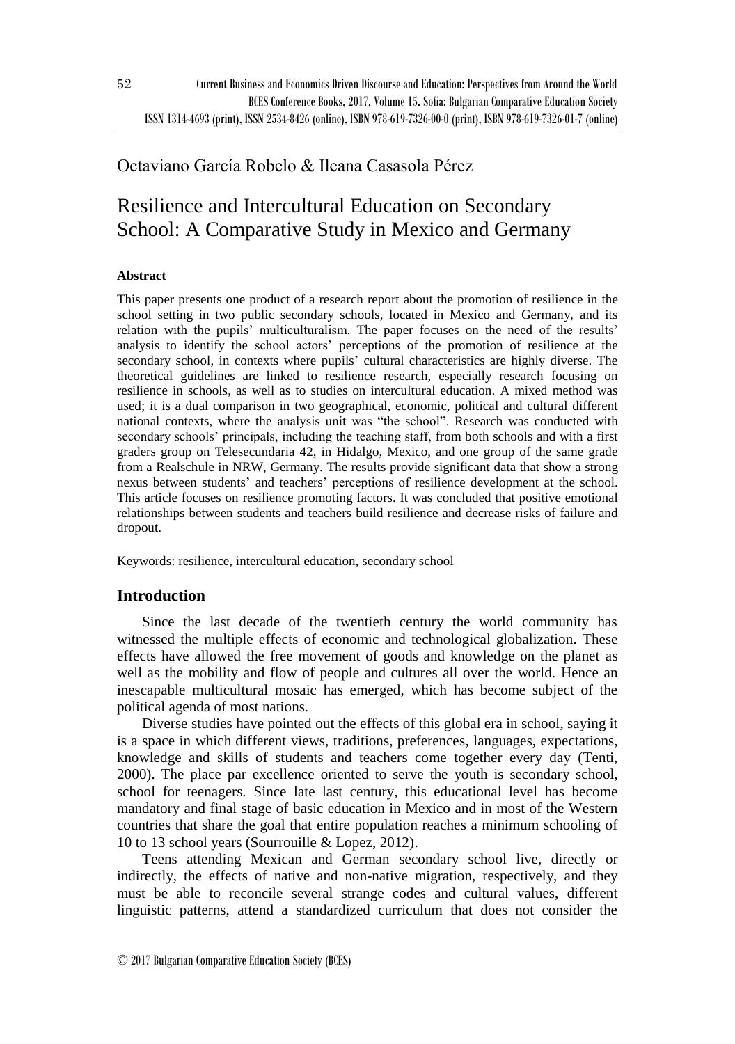Octaviano García Robelo & Ileana Casasola Pérez

# Resilience and Intercultural Education on Secondary School: A Comparative Study in Mexico and Germany

**Abstract**

This paper presents one product of a research report about the promotion of resilience in the school setting in two public secondary schools, located in Mexico and Germany, and its relation with the pupils' multiculturalism. The paper focuses on the need of the results' analysis to identify the school actors' perceptions of the promotion of resilience at the secondary school, in contexts where pupils' cultural characteristics are highly diverse. The theoretical guidelines are linked to resilience research, especially research focusing on resilience in schools, as well as to studies on intercultural education. A mixed method was used; it is a dual comparison in two geographical, economic, political and cultural different national contexts, where the analysis unit was "the school". Research was conducted with secondary schools' principals, including the teaching staff, from both schools and with a first graders group on Telesecundaria 42, in Hidalgo, Mexico, and one group of the same grade from a Realschule in NRW, Germany. The results provide significant data that show a strong nexus between students' and teachers' perceptions of resilience development at the school. This article focuses on resilience promoting factors. It was concluded that positive emotional relationships between students and teachers build resilience and decrease risks of failure and dropout.

Keywords: resilience, intercultural education, secondary school

## Introduction

Since the last decade of the twentieth century the world community has witnessed the multiple effects of economic and technological globalization. These effects have allowed the free movement of goods and knowledge on the planet as well as the mobility and flow of people and cultures all over the world. Hence an inescapable multicultural mosaic has emerged, which has become subject of the political agenda of most nations.

Diverse studies have pointed out the effects of this global era in school, saying it is a space in which different views, traditions, preferences, languages, expectations, knowledge and skills of students and teachers come together every day (Tenti, 2000). The place par excellence oriented to serve the youth is secondary school, school for teenagers. Since late last century, this educational level has become mandatory and final stage of basic education in Mexico and in most of the Western countries that share the goal that entire population reaches a minimum schooling of 10 to 13 school years (Sourrouille & Lopez, 2012).

Teens attending Mexican and German secondary school live, directly or indirectly, the effects of native and non-native migration, respectively, and they must be able to reconcile several strange codes and cultural values, different linguistic patterns, attend a standardized curriculum that does not consider the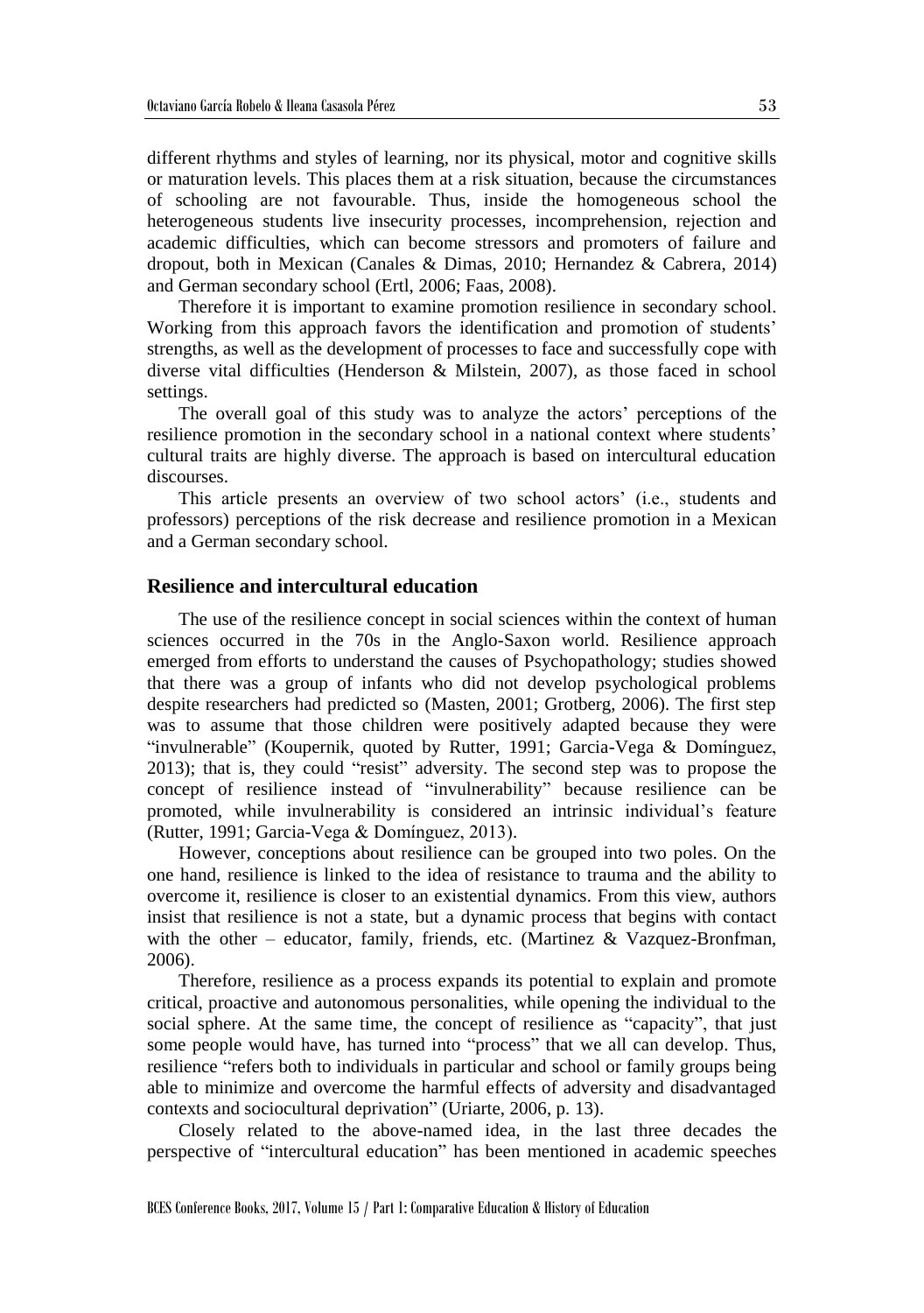different rhythms and styles of learning, nor its physical, motor and cognitive skills or maturation levels. This places them at a risk situation, because the circumstances of schooling are not favourable. Thus, inside the homogeneous school the heterogeneous students live insecurity processes, incomprehension, rejection and academic difficulties, which can become stressors and promoters of failure and dropout, both in Mexican (Canales & Dimas, 2010; Hernandez & Cabrera, 2014) and German secondary school (Ertl, 2006; Faas, 2008).

Therefore it is important to examine promotion resilience in secondary school. Working from this approach favors the identification and promotion of students' strengths, as well as the development of processes to face and successfully cope with diverse vital difficulties (Henderson & Milstein, 2007), as those faced in school settings.

The overall goal of this study was to analyze the actors' perceptions of the resilience promotion in the secondary school in a national context where students' cultural traits are highly diverse. The approach is based on intercultural education discourses.

This article presents an overview of two school actors' (i.e., students and professors) perceptions of the risk decrease and resilience promotion in a Mexican and a German secondary school.

## Resilience and intercultural education

The use of the resilience concept in social sciences within the context of human sciences occurred in the 70s in the Anglo-Saxon world. Resilience approach emerged from efforts to understand the causes of Psychopathology; studies showed that there was a group of infants who did not develop psychological problems despite researchers had predicted so (Masten, 2001; Grotberg, 2006). The first step was to assume that those children were positively adapted because they were "invulnerable" (Koupernik, quoted by Rutter, 1991; Garcia-Vega & Domínguez, 2013); that is, they could "resist" adversity. The second step was to propose the concept of resilience instead of "invulnerability" because resilience can be promoted, while invulnerability is considered an intrinsic individual's feature (Rutter, 1991; Garcia-Vega & Domínguez, 2013).

However, conceptions about resilience can be grouped into two poles. On the one hand, resilience is linked to the idea of resistance to trauma and the ability to overcome it, resilience is closer to an existential dynamics. From this view, authors insist that resilience is not a state, but a dynamic process that begins with contact with the other – educator, family, friends, etc. (Martinez & Vazquez-Bronfman, 2006).

Therefore, resilience as a process expands its potential to explain and promote critical, proactive and autonomous personalities, while opening the individual to the social sphere. At the same time, the concept of resilience as "capacity", that just some people would have, has turned into "process" that we all can develop. Thus, resilience "refers both to individuals in particular and school or family groups being able to minimize and overcome the harmful effects of adversity and disadvantaged contexts and sociocultural deprivation" (Uriarte, 2006, p. 13).

Closely related to the above-named idea, in the last three decades the perspective of "intercultural education" has been mentioned in academic speeches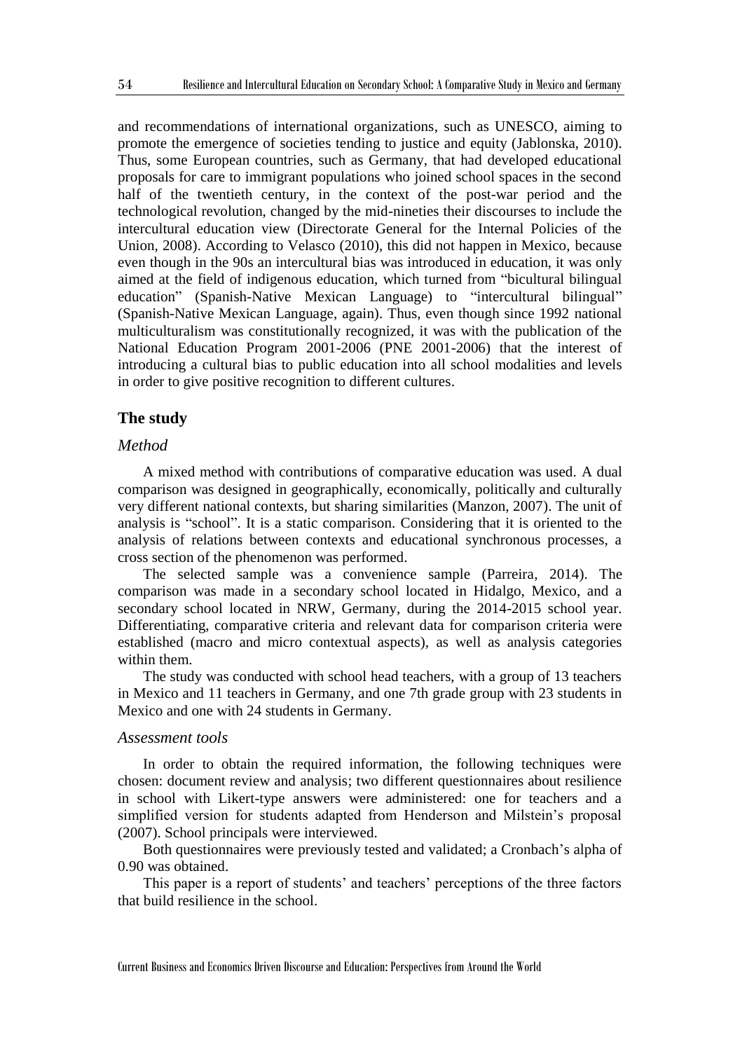and recommendations of international organizations, such as UNESCO, aiming to promote the emergence of societies tending to justice and equity (Jablonska, 2010). Thus, some European countries, such as Germany, that had developed educational proposals for care to immigrant populations who joined school spaces in the second half of the twentieth century, in the context of the post-war period and the technological revolution, changed by the mid-nineties their discourses to include the intercultural education view (Directorate General for the Internal Policies of the Union, 2008). According to Velasco (2010), this did not happen in Mexico, because even though in the 90s an intercultural bias was introduced in education, it was only aimed at the field of indigenous education, which turned from "bicultural bilingual education" (Spanish-Native Mexican Language) to "intercultural bilingual" (Spanish-Native Mexican Language, again). Thus, even though since 1992 national multiculturalism was constitutionally recognized, it was with the publication of the National Education Program 2001-2006 (PNE 2001-2006) that the interest of introducing a cultural bias to public education into all school modalities and levels in order to give positive recognition to different cultures.

## The study

### *Method*

A mixed method with contributions of comparative education was used. A dual comparison was designed in geographically, economically, politically and culturally very different national contexts, but sharing similarities (Manzon, 2007). The unit of analysis is "school". It is a static comparison. Considering that it is oriented to the analysis of relations between contexts and educational synchronous processes, a cross section of the phenomenon was performed.

The selected sample was a convenience sample (Parreira, 2014). The comparison was made in a secondary school located in Hidalgo, Mexico, and a secondary school located in NRW, Germany, during the 2014-2015 school year. Differentiating, comparative criteria and relevant data for comparison criteria were established (macro and micro contextual aspects), as well as analysis categories within them.

The study was conducted with school head teachers, with a group of 13 teachers in Mexico and 11 teachers in Germany, and one 7th grade group with 23 students in Mexico and one with 24 students in Germany.

### *Assessment tools*

In order to obtain the required information, the following techniques were chosen: document review and analysis; two different questionnaires about resilience in school with Likert-type answers were administered: one for teachers and a simplified version for students adapted from Henderson and Milstein's proposal (2007). School principals were interviewed.

Both questionnaires were previously tested and validated; a Cronbach's alpha of 0.90 was obtained.

This paper is a report of students' and teachers' perceptions of the three factors that build resilience in the school.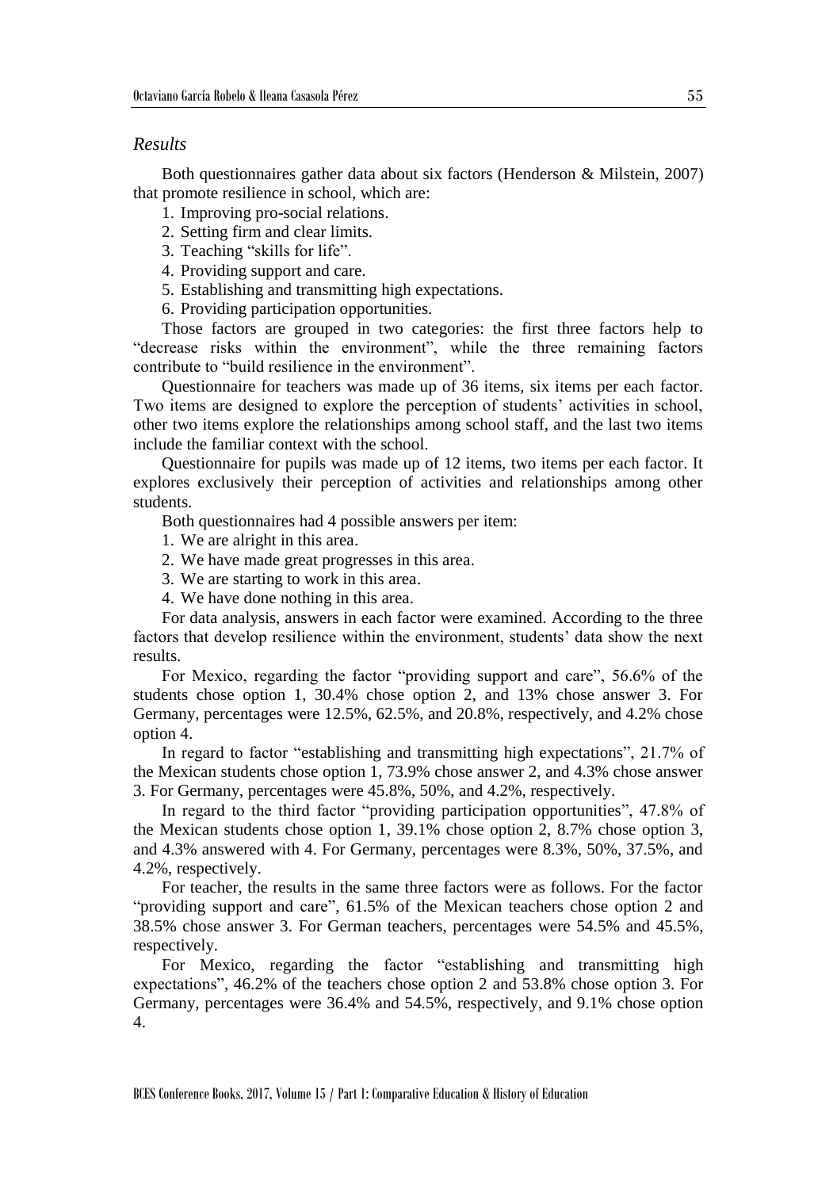*Results*

Both questionnaires gather data about six factors (Henderson & Milstein, 2007) that promote resilience in school, which are:

1. Improving pro-social relations.
2. Setting firm and clear limits.
3. Teaching "skills for life".
4. Providing support and care.
5. Establishing and transmitting high expectations.
6. Providing participation opportunities.

Those factors are grouped in two categories: the first three factors help to "decrease risks within the environment", while the three remaining factors contribute to "build resilience in the environment".

Questionnaire for teachers was made up of 36 items, six items per each factor. Two items are designed to explore the perception of students' activities in school, other two items explore the relationships among school staff, and the last two items include the familiar context with the school.

Questionnaire for pupils was made up of 12 items, two items per each factor. It explores exclusively their perception of activities and relationships among other students.

Both questionnaires had 4 possible answers per item:

1. We are alright in this area.
2. We have made great progresses in this area.
3. We are starting to work in this area.
4. We have done nothing in this area.

For data analysis, answers in each factor were examined. According to the three factors that develop resilience within the environment, students' data show the next results.

For Mexico, regarding the factor "providing support and care", 56.6% of the students chose option 1, 30.4% chose option 2, and 13% chose answer 3. For Germany, percentages were 12.5%, 62.5%, and 20.8%, respectively, and 4.2% chose option 4.

In regard to factor "establishing and transmitting high expectations", 21.7% of the Mexican students chose option 1, 73.9% chose answer 2, and 4.3% chose answer 3. For Germany, percentages were 45.8%, 50%, and 4.2%, respectively.

In regard to the third factor "providing participation opportunities", 47.8% of the Mexican students chose option 1, 39.1% chose option 2, 8.7% chose option 3, and 4.3% answered with 4. For Germany, percentages were 8.3%, 50%, 37.5%, and 4.2%, respectively.

For teacher, the results in the same three factors were as follows. For the factor "providing support and care", 61.5% of the Mexican teachers chose option 2 and 38.5% chose answer 3. For German teachers, percentages were 54.5% and 45.5%, respectively.

For Mexico, regarding the factor "establishing and transmitting high expectations", 46.2% of the teachers chose option 2 and 53.8% chose option 3. For Germany, percentages were 36.4% and 54.5%, respectively, and 9.1% chose option 4.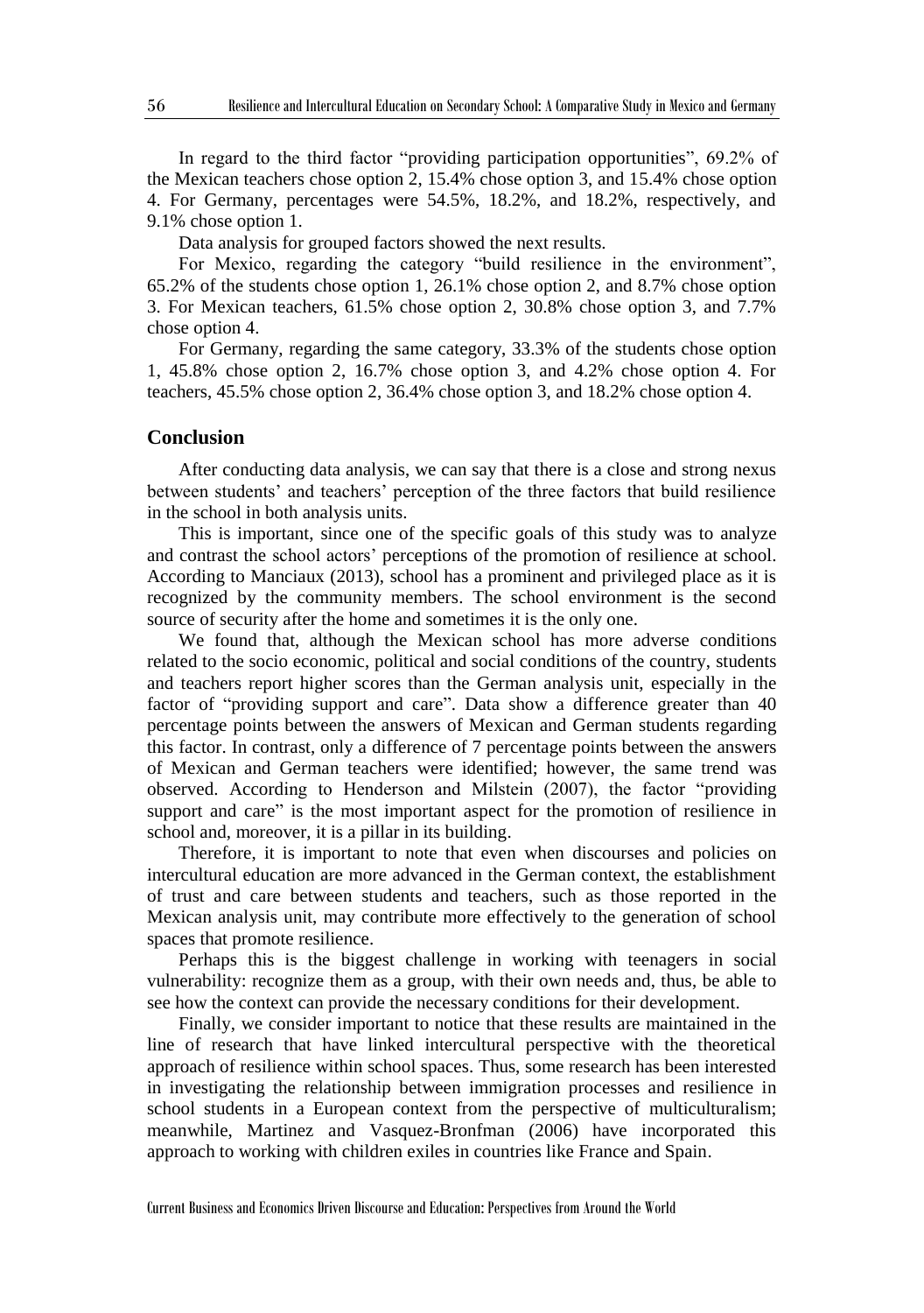In regard to the third factor "providing participation opportunities", 69.2% of the Mexican teachers chose option 2, 15.4% chose option 3, and 15.4% chose option 4. For Germany, percentages were 54.5%, 18.2%, and 18.2%, respectively, and 9.1% chose option 1.

Data analysis for grouped factors showed the next results.

For Mexico, regarding the category "build resilience in the environment", 65.2% of the students chose option 1, 26.1% chose option 2, and 8.7% chose option 3. For Mexican teachers, 61.5% chose option 2, 30.8% chose option 3, and 7.7% chose option 4.

For Germany, regarding the same category, 33.3% of the students chose option 1, 45.8% chose option 2, 16.7% chose option 3, and 4.2% chose option 4. For teachers, 45.5% chose option 2, 36.4% chose option 3, and 18.2% chose option 4.

## Conclusion

After conducting data analysis, we can say that there is a close and strong nexus between students' and teachers' perception of the three factors that build resilience in the school in both analysis units.

This is important, since one of the specific goals of this study was to analyze and contrast the school actors' perceptions of the promotion of resilience at school. According to Manciaux (2013), school has a prominent and privileged place as it is recognized by the community members. The school environment is the second source of security after the home and sometimes it is the only one.

We found that, although the Mexican school has more adverse conditions related to the socio economic, political and social conditions of the country, students and teachers report higher scores than the German analysis unit, especially in the factor of "providing support and care". Data show a difference greater than 40 percentage points between the answers of Mexican and German students regarding this factor. In contrast, only a difference of 7 percentage points between the answers of Mexican and German teachers were identified; however, the same trend was observed. According to Henderson and Milstein (2007), the factor "providing support and care" is the most important aspect for the promotion of resilience in school and, moreover, it is a pillar in its building.

Therefore, it is important to note that even when discourses and policies on intercultural education are more advanced in the German context, the establishment of trust and care between students and teachers, such as those reported in the Mexican analysis unit, may contribute more effectively to the generation of school spaces that promote resilience.

Perhaps this is the biggest challenge in working with teenagers in social vulnerability: recognize them as a group, with their own needs and, thus, be able to see how the context can provide the necessary conditions for their development.

Finally, we consider important to notice that these results are maintained in the line of research that have linked intercultural perspective with the theoretical approach of resilience within school spaces. Thus, some research has been interested in investigating the relationship between immigration processes and resilience in school students in a European context from the perspective of multiculturalism; meanwhile, Martinez and Vasquez-Bronfman (2006) have incorporated this approach to working with children exiles in countries like France and Spain.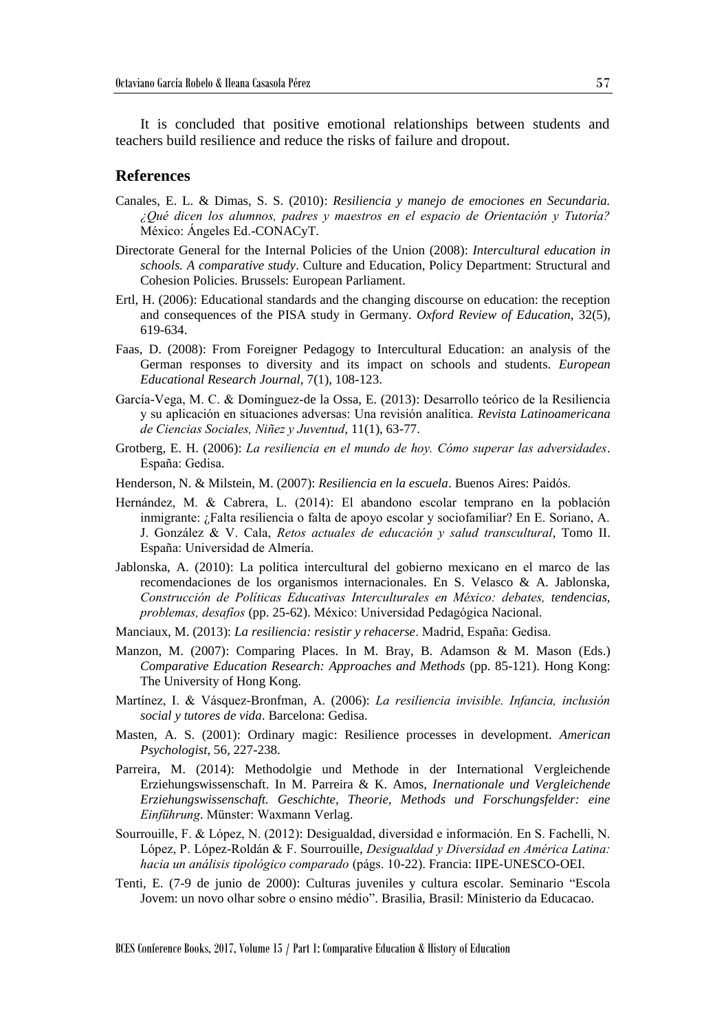It is concluded that positive emotional relationships between students and teachers build resilience and reduce the risks of failure and dropout.

## References

Canales, E. L. & Dimas, S. S. (2010): *Resiliencia y manejo de emociones en Secundaria. ¿Qué dicen los alumnos, padres y maestros en el espacio de Orientación y Tutoría?* México: Ángeles Ed.-CONACyT.

Directorate General for the Internal Policies of the Union (2008): *Intercultural education in schools. A comparative study*. Culture and Education, Policy Department: Structural and Cohesion Policies. Brussels: European Parliament.

Ertl, H. (2006): Educational standards and the changing discourse on education: the reception and consequences of the PISA study in Germany. *Oxford Review of Education*, 32(5), 619-634.

Faas, D. (2008): From Foreigner Pedagogy to Intercultural Education: an analysis of the German responses to diversity and its impact on schools and students. *European Educational Research Journal*, 7(1), 108-123.

García-Vega, M. C. & Domínguez-de la Ossa, E. (2013): Desarrollo teórico de la Resiliencia y su aplicación en situaciones adversas: Una revisión analítica. *Revista Latinoamericana de Ciencias Sociales, Niñez y Juventud*, 11(1), 63-77.

Grotberg, E. H. (2006): *La resiliencia en el mundo de hoy. Cómo superar las adversidades*. España: Gedisa.

Henderson, N. & Milstein, M. (2007): *Resiliencia en la escuela*. Buenos Aires: Paidós.

Hernández, M. & Cabrera, L. (2014): El abandono escolar temprano en la población inmigrante: ¿Falta resiliencia o falta de apoyo escolar y sociofamiliar? En E. Soriano, A. J. González & V. Cala, *Retos actuales de educación y salud transcultural*, Tomo II. España: Universidad de Almería.

Jablonska, A. (2010): La política intercultural del gobierno mexicano en el marco de las recomendaciones de los organismos internacionales. En S. Velasco & A. Jablonska, *Construcción de Políticas Educativas Interculturales en México: debates, tendencias, problemas, desafíos* (pp. 25-62). México: Universidad Pedagógica Nacional.

Manciaux, M. (2013): *La resiliencia: resistir y rehacerse*. Madrid, España: Gedisa.

Manzon, M. (2007): Comparing Places. In M. Bray, B. Adamson & M. Mason (Eds.) *Comparative Education Research: Approaches and Methods* (pp. 85-121). Hong Kong: The University of Hong Kong.

Martínez, I. & Vásquez-Bronfman, A. (2006): *La resiliencia invisible. Infancia, inclusión social y tutores de vida*. Barcelona: Gedisa.

Masten, A. S. (2001): Ordinary magic: Resilience processes in development. *American Psychologist*, 56, 227-238.

Parreira, M. (2014): Methodolgie und Methode in der International Vergleichende Erziehungswissenschaft. In M. Parreira & K. Amos, *Inernationale und Vergleichende Erziehungswissenschaft. Geschichte, Theorie, Methods und Forschungsfelder: eine Einführung*. Münster: Waxmann Verlag.

Sourrouille, F. & López, N. (2012): Desigualdad, diversidad e información. En S. Fachelli, N. López, P. López-Roldán & F. Sourrouille, *Desigualdad y Diversidad en América Latina: hacia un análisis tipológico comparado* (págs. 10-22). Francia: IIPE-UNESCO-OEI.

Tenti, E. (7-9 de junio de 2000): Culturas juveniles y cultura escolar. Seminario "Escola Jovem: um novo olhar sobre o ensino médio". Brasilia, Brasil: Ministerio da Educacao.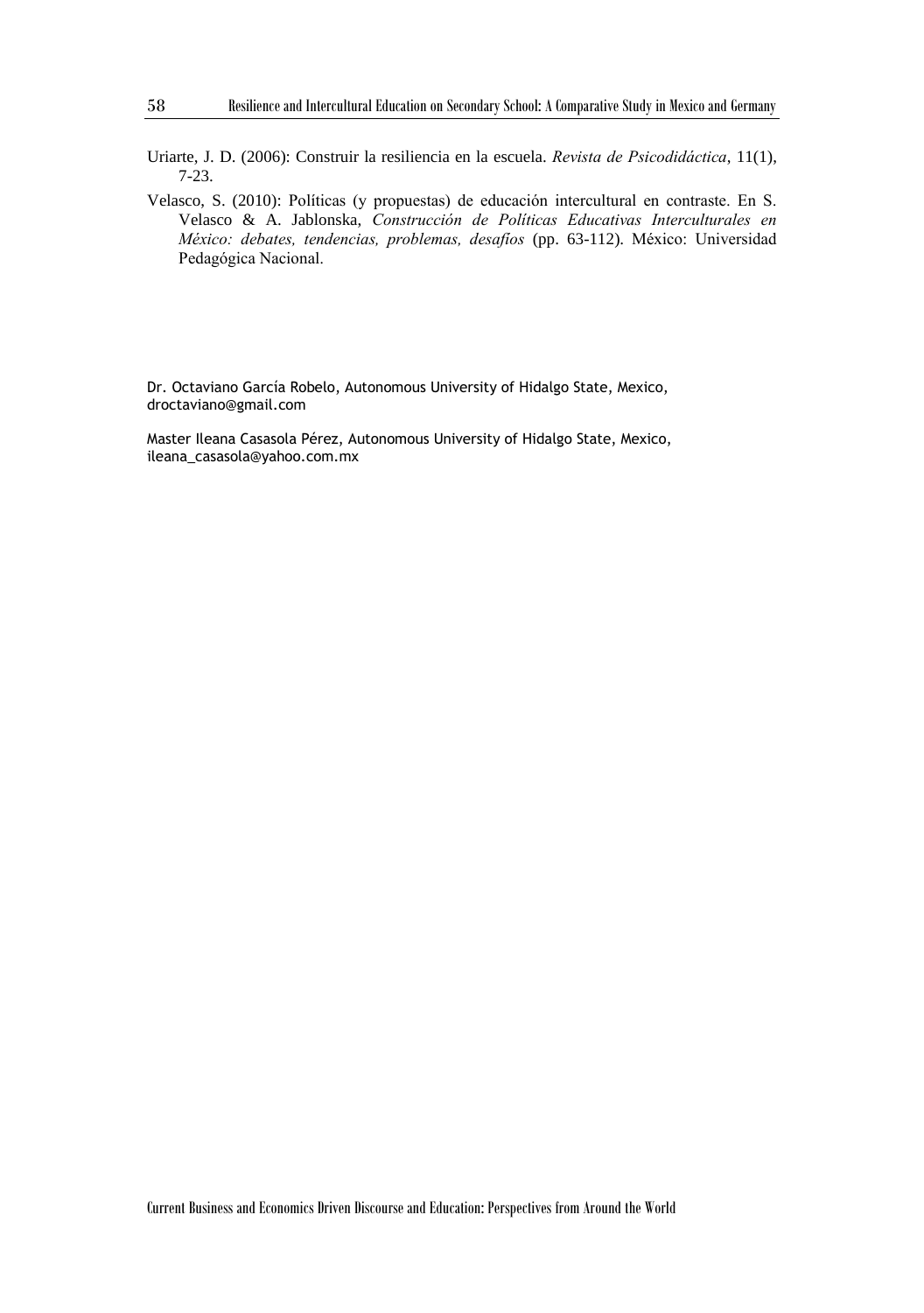Uriarte, J. D. (2006): Construir la resiliencia en la escuela. *Revista de Psicodidáctica*, 11(1), 7-23.

Velasco, S. (2010): Políticas (y propuestas) de educación intercultural en contraste. En S. Velasco & A. Jablonska, *Construcción de Políticas Educativas Interculturales en México: debates, tendencias, problemas, desafíos* (pp. 63-112). México: Universidad Pedagógica Nacional.

Dr. Octaviano García Robelo, Autonomous University of Hidalgo State, Mexico, droctaviano@gmail.com

Master Ileana Casasola Pérez, Autonomous University of Hidalgo State, Mexico, ileana_casasola@yahoo.com.mx